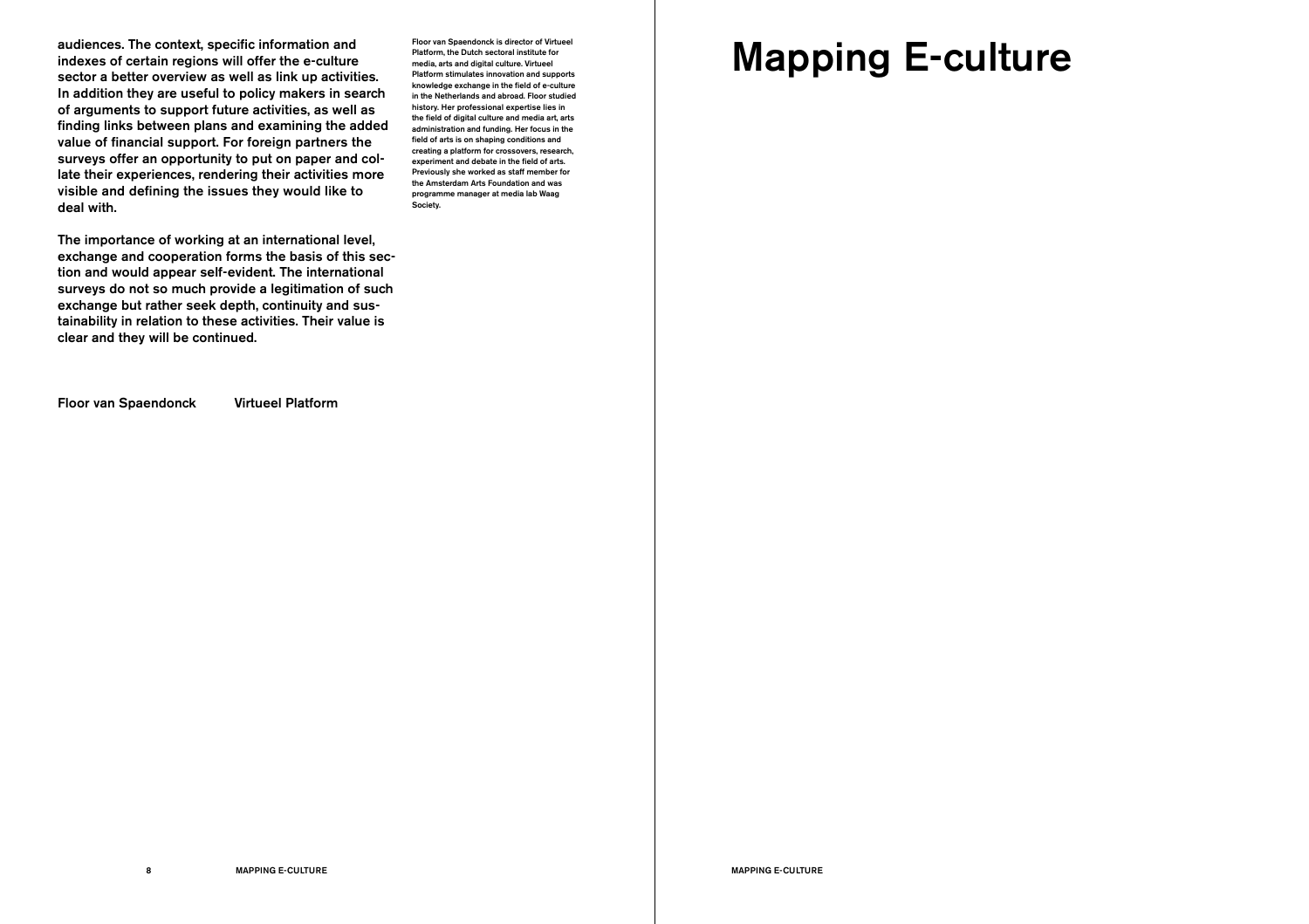audiences. The context, specific information and indexes of certain regions will offer the e-culture sector a better overview as well as link up activities. In addition they are useful to policy makers in search of arguments to support future activities, as well as finding links between plans and examining the added value of financial support. For foreign partners the surveys offer an opportunity to put on paper and collate their experiences, rendering their activities more visible and defining the issues they would like to deal with.

The importance of working at an international level, exchange and cooperation forms the basis of this section and would appear self-evident. The international surveys do not so much provide a legitimation of such exchange but rather seek depth, continuity and sustainability in relation to these activities. Their value is clear and they will be continued.

Floor van Spaendonck Virtueel Platform

Floor van Spaendonck is director of Virtueel Platform, the Dutch sectoral institute for media, arts and digital culture. Virtueel Platform stimulates innovation and supports knowledge exchange in the field of e-culture in the Netherlands and abroad. Floor studied history. Her professional expertise lies in the field of digital culture and media art, arts administration and funding. Her focus in the field of arts is on shaping conditions and creating a platform for crossovers, research, experiment and debate in the field of arts. Previously she worked as staff member for the Amsterdam Arts Foundation and was programme manager at media lab Waag Society.

# Mapping E-culture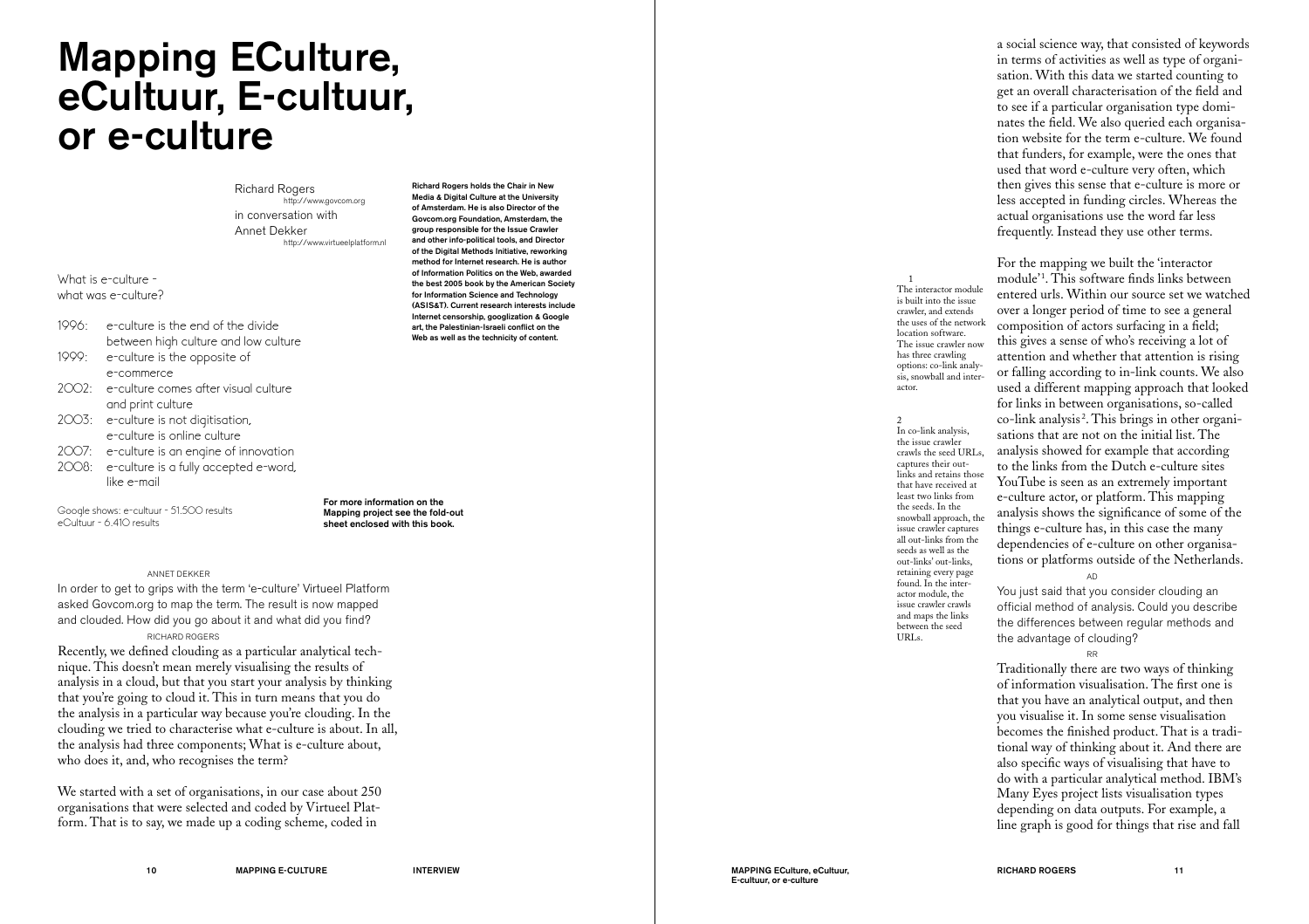# Mapping EСulture, eCultuur, E-cultuur, or e-culture

Richard Rogers
http://www.govcom.org
in conversation with
Annet Dekker
http://www.virtueelplatform.nl

**Richard Rogers holds the Chair in New Media & Digital Culture at the University of Amsterdam. He is also Director of the Govcom.org Foundation, Amsterdam, the group responsible for the Issue Crawler and other info-political tools, and Director of the Digital Methods Initiative, reworking method for Internet research. He is author of Information Politics on the Web, awarded the best 2005 book by the American Society for Information Science and Technology (ASIS&T). Current research interests include Internet censorship, googlization & Google art, the Palestinian-Israeli conflict on the Web as well as the technicity of content.**

What is e-culture -
what was e-culture?

- 1996: e-culture is the end of the divide between high culture and low culture
- 1999: e-culture is the opposite of e-commerce
- 2002: e-culture comes after visual culture and print culture
- 2003: e-culture is not digitisation, e-culture is online culture
- 2007: e-culture is an engine of innovation
- 2008: e-culture is a fully accepted e-word, like e-mail

Google shows: e-cultuur - 51.500 results
eCultuur - 6.410 results

**For more information on the Mapping project see the fold-out sheet enclosed with this book.**

ANNET DEKKER

In order to get to grips with the term 'e-culture' Virtueel Platform asked Govcom.org to map the term. The result is now mapped and clouded. How did you go about it and what did you find?

RICHARD ROGERS

Recently, we defined clouding as a particular analytical technique. This doesn't mean merely visualising the results of analysis in a cloud, but that you start your analysis by thinking that you're going to cloud it. This in turn means that you do the analysis in a particular way because you're clouding. In the clouding we tried to characterise what e-culture is about. In all, the analysis had three components; What is e-culture about, who does it, and, who recognises the term?

We started with a set of organisations, in our case about 250 organisations that were selected and coded by Virtueel Platform. That is to say, we made up a coding scheme, coded in a social science way, that consisted of keywords in terms of activities as well as type of organisation. With this data we started counting to get an overall characterisation of the field and to see if a particular organisation type dominates the field. We also queried each organisation website for the term e-culture. We found that funders, for example, were the ones that used that word e-culture very often, which then gives this sense that e-culture is more or less accepted in funding circles. Whereas the actual organisations use the word far less frequently. Instead they use other terms.

For the mapping we built the 'interactor module'[1]. This software finds links between entered urls. Within our source set we watched over a longer period of time to see a general composition of actors surfacing in a field; this gives a sense of who's receiving a lot of attention and whether that attention is rising or falling according to in-link counts. We also used a different mapping approach that looked for links in between organisations, so-called co-link analysis[2]. This brings in other organisations that are not on the initial list. The analysis showed for example that according to the links from the Dutch e-culture sites YouTube is seen as an extremely important e-culture actor, or platform. This mapping analysis shows the significance of some of the things e-culture has, in this case the many dependencies of e-culture on other organisations or platforms outside of the Netherlands.

AD

You just said that you consider clouding an official method of analysis. Could you describe the differences between regular methods and the advantage of clouding?

RR

Traditionally there are two ways of thinking of information visualisation. The first one is that you have an analytical output, and then you visualise it. In some sense visualisation becomes the finished product. That is a traditional way of thinking about it. And there are also specific ways of visualising that have to do with a particular analytical method. IBM's Many Eyes project lists visualisation types depending on data outputs. For example, a line graph is good for things that rise and fall

1
The interactor module is built into the issue crawler, and extends the uses of the network location software. The issue crawler now has three crawling options: co-link analysis, snowball and interactor.

2
In co-link analysis, the issue crawler crawls the seed URLs, captures their outlinks and retains those that have received at least two links from the seeds. In the snowball approach, the issue crawler captures all out-links from the seeds as well as the out-links' out-links, retaining every page found. In the interactor module, the issue crawler crawls and maps the links between the seed URLs.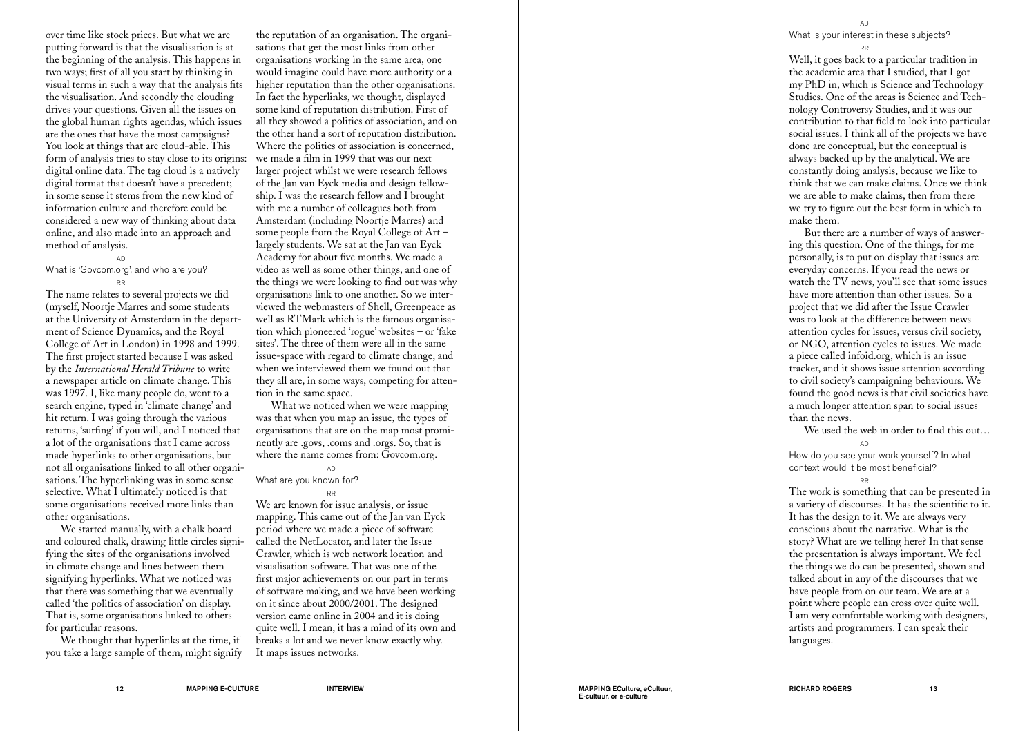over time like stock prices. But what we are putting forward is that the visualisation is at the beginning of the analysis. This happens in two ways; first of all you start by thinking in visual terms in such a way that the analysis fits the visualisation. And secondly the clouding drives your questions. Given all the issues on the global human rights agendas, which issues are the ones that have the most campaigns? You look at things that are cloud-able. This form of analysis tries to stay close to its origins: digital online data. The tag cloud is a natively digital format that doesn't have a precedent; in some sense it stems from the new kind of information culture and therefore could be considered a new way of thinking about data online, and also made into an approach and method of analysis.

AD

What is 'Govcom.org', and who are you?

RR

The name relates to several projects we did (myself, Noortje Marres and some students at the University of Amsterdam in the department of Science Dynamics, and the Royal College of Art in London) in 1998 and 1999. The first project started because I was asked by the *International Herald Tribune* to write a newspaper article on climate change. This was 1997. I, like many people do, went to a search engine, typed in 'climate change' and hit return. I was going through the various returns, 'surfing' if you will, and I noticed that a lot of the organisations that I came across made hyperlinks to other organisations, but not all organisations linked to all other organisations. The hyperlinking was in some sense selective. What I ultimately noticed is that some organisations received more links than other organisations.

We started manually, with a chalk board and coloured chalk, drawing little circles signifying the sites of the organisations involved in climate change and lines between them signifying hyperlinks. What we noticed was that there was something that we eventually called 'the politics of association' on display. That is, some organisations linked to others for particular reasons.

We thought that hyperlinks at the time, if you take a large sample of them, might signify the reputation of an organisation. The organisations that get the most links from other organisations working in the same area, one would imagine could have more authority or a higher reputation than the other organisations. In fact the hyperlinks, we thought, displayed some kind of reputation distribution. First of all they showed a politics of association, and on the other hand a sort of reputation distribution. Where the politics of association is concerned, we made a film in 1999 that was our next larger project whilst we were research fellows of the Jan van Eyck media and design fellowship. I was the research fellow and I brought with me a number of colleagues both from Amsterdam (including Noortje Marres) and some people from the Royal College of Art – largely students. We sat at the Jan van Eyck Academy for about five months. We made a video as well as some other things, and one of the things we were looking to find out was why organisations link to one another. So we interviewed the webmasters of Shell, Greenpeace as well as RTMark which is the famous organisation which pioneered 'rogue' websites – or 'fake sites'. The three of them were all in the same issue-space with regard to climate change, and when we interviewed them we found out that they all are, in some ways, competing for attention in the same space.

What we noticed when we were mapping was that when you map an issue, the types of organisations that are on the map most prominently are .govs, .coms and .orgs. So, that is where the name comes from: Govcom.org.

AD

What are you known for?

RR

We are known for issue analysis, or issue mapping. This came out of the Jan van Eyck period where we made a piece of software called the NetLocator, and later the Issue Crawler, which is web network location and visualisation software. That was one of the first major achievements on our part in terms of software making, and we have been working on it since about 2000/2001. The designed version came online in 2004 and it is doing quite well. I mean, it has a mind of its own and breaks a lot and we never know exactly why. It maps issues networks.

AD

What is your interest in these subjects?

RR

Well, it goes back to a particular tradition in the academic area that I studied, that I got my PhD in, which is Science and Technology Studies. One of the areas is Science and Technology Controversy Studies, and it was our contribution to that field to look into particular social issues. I think all of the projects we have done are conceptual, but the conceptual is always backed up by the analytical. We are constantly doing analysis, because we like to think that we can make claims. Once we think we are able to make claims, then from there we try to figure out the best form in which to make them.

But there are a number of ways of answering this question. One of the things, for me personally, is to put on display that issues are everyday concerns. If you read the news or watch the TV news, you'll see that some issues have more attention than other issues. So a project that we did after the Issue Crawler was to look at the difference between news attention cycles for issues, versus civil society, or NGO, attention cycles to issues. We made a piece called infoid.org, which is an issue tracker, and it shows issue attention according to civil society's campaigning behaviours. We found the good news is that civil societies have a much longer attention span to social issues than the news.

We used the web in order to find this out…

AD

How do you see your work yourself? In what context would it be most beneficial?

RR

The work is something that can be presented in a variety of discourses. It has the scientific to it. It has the design to it. We are always very conscious about the narrative. What is the story? What are we telling here? In that sense the presentation is always important. We feel the things we do can be presented, shown and talked about in any of the discourses that we have people from on our team. We are at a point where people can cross over quite well. I am very comfortable working with designers, artists and programmers. I can speak their languages.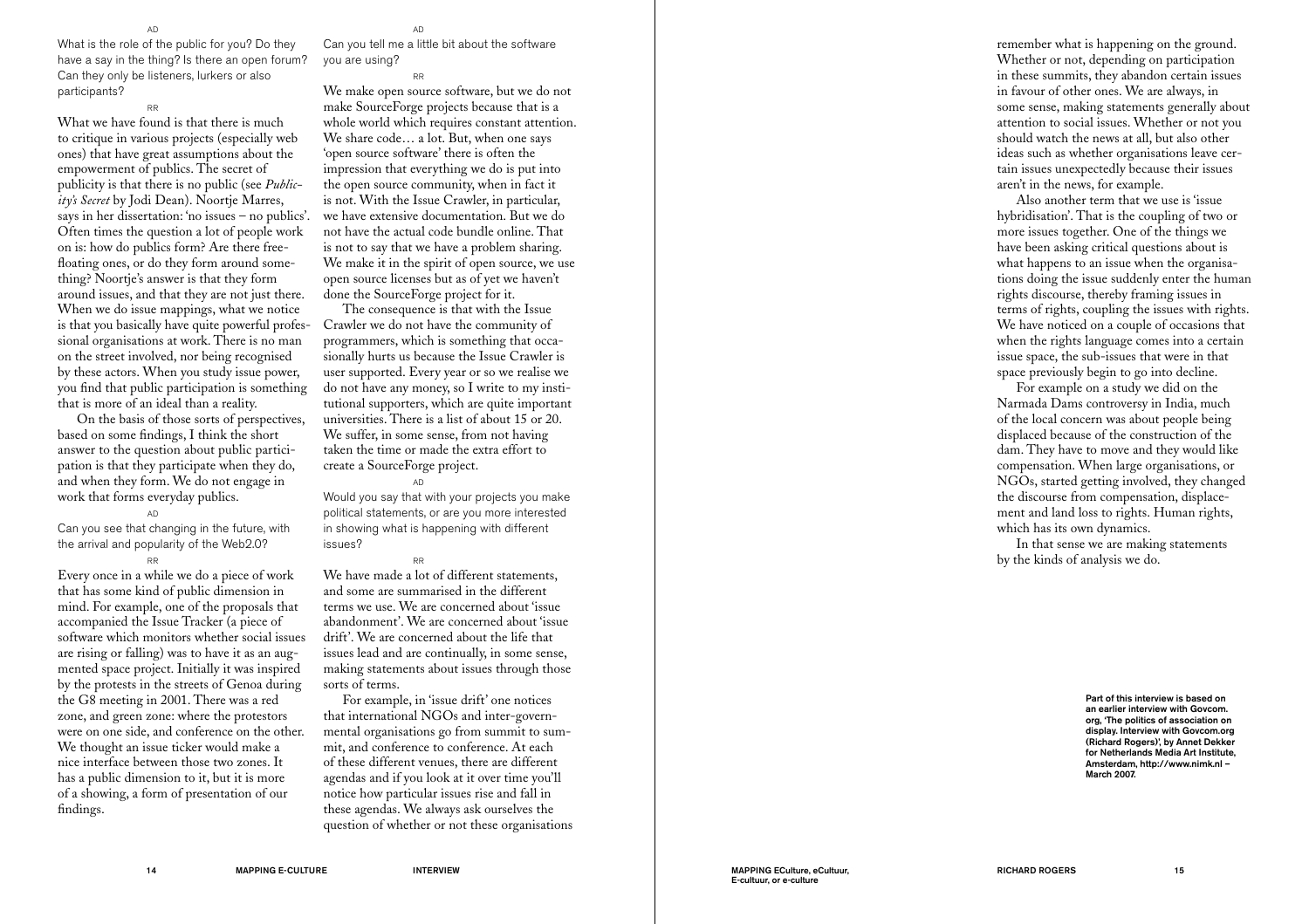AD

What is the role of the public for you? Do they have a say in the thing? Is there an open forum? Can they only be listeners, lurkers or also participants?

RR

What we have found is that there is much to critique in various projects (especially web ones) that have great assumptions about the empowerment of publics. The secret of publicity is that there is no public (see *Publicity's Secret* by Jodi Dean). Noortje Marres, says in her dissertation: 'no issues – no publics'. Often times the question a lot of people work on is: how do publics form? Are there free-floating ones, or do they form around something? Noortje's answer is that they form around issues, and that they are not just there. When we do issue mappings, what we notice is that you basically have quite powerful professional organisations at work. There is no man on the street involved, nor being recognised by these actors. When you study issue power, you find that public participation is something that is more of an ideal than a reality.

On the basis of those sorts of perspectives, based on some findings, I think the short answer to the question about public participation is that they participate when they do, and when they form. We do not engage in work that forms everyday publics.

AD

Can you see that changing in the future, with the arrival and popularity of the Web2.0?

RR

Every once in a while we do a piece of work that has some kind of public dimension in mind. For example, one of the proposals that accompanied the Issue Tracker (a piece of software which monitors whether social issues are rising or falling) was to have it as an augmented space project. Initially it was inspired by the protests in the streets of Genoa during the G8 meeting in 2001. There was a red zone, and green zone: where the protestors were on one side, and conference on the other. We thought an issue ticker would make a nice interface between those two zones. It has a public dimension to it, but it is more of a showing, a form of presentation of our findings.

AD

Can you tell me a little bit about the software you are using?

RR

We make open source software, but we do not make SourceForge projects because that is a whole world which requires constant attention. We share code… a lot. But, when one says 'open source software' there is often the impression that everything we do is put into the open source community, when in fact it is not. With the Issue Crawler, in particular, we have extensive documentation. But we do not have the actual code bundle online. That is not to say that we have a problem sharing. We make it in the spirit of open source, we use open source licenses but as of yet we haven't done the SourceForge project for it.

The consequence is that with the Issue Crawler we do not have the community of programmers, which is something that occasionally hurts us because the Issue Crawler is user supported. Every year or so we realise we do not have any money, so I write to my institutional supporters, which are quite important universities. There is a list of about 15 or 20. We suffer, in some sense, from not having taken the time or made the extra effort to create a SourceForge project.

AD

Would you say that with your projects you make political statements, or are you more interested in showing what is happening with different issues?

RR

We have made a lot of different statements, and some are summarised in the different terms we use. We are concerned about 'issue abandonment'. We are concerned about 'issue drift'. We are concerned about the life that issues lead and are continually, in some sense, making statements about issues through those sorts of terms.

For example, in 'issue drift' one notices that international NGOs and inter-governmental organisations go from summit to summit, and conference to conference. At each of these different venues, there are different agendas and if you look at it over time you'll notice how particular issues rise and fall in these agendas. We always ask ourselves the question of whether or not these organisations remember what is happening on the ground. Whether or not, depending on participation in these summits, they abandon certain issues in favour of other ones. We are always, in some sense, making statements generally about attention to social issues. Whether or not you should watch the news at all, but also other ideas such as whether organisations leave certain issues unexpectedly because their issues aren't in the news, for example.

Also another term that we use is 'issue hybridisation'. That is the coupling of two or more issues together. One of the things we have been asking critical questions about is what happens to an issue when the organisations doing the issue suddenly enter the human rights discourse, thereby framing issues in terms of rights, coupling the issues with rights. We have noticed on a couple of occasions that when the rights language comes into a certain issue space, the sub-issues that were in that space previously begin to go into decline.

For example on a study we did on the Narmada Dams controversy in India, much of the local concern was about people being displaced because of the construction of the dam. They have to move and they would like compensation. When large organisations, or NGOs, started getting involved, they changed the discourse from compensation, displacement and land loss to rights. Human rights, which has its own dynamics.

In that sense we are making statements by the kinds of analysis we do.

**Part of this interview is based on an earlier interview with Govcom.org, 'The politics of association on display. Interview with Govcom.org (Richard Rogers)', by Annet Dekker for Netherlands Media Art Institute, Amsterdam, http://www.nimk.nl – March 2007.**